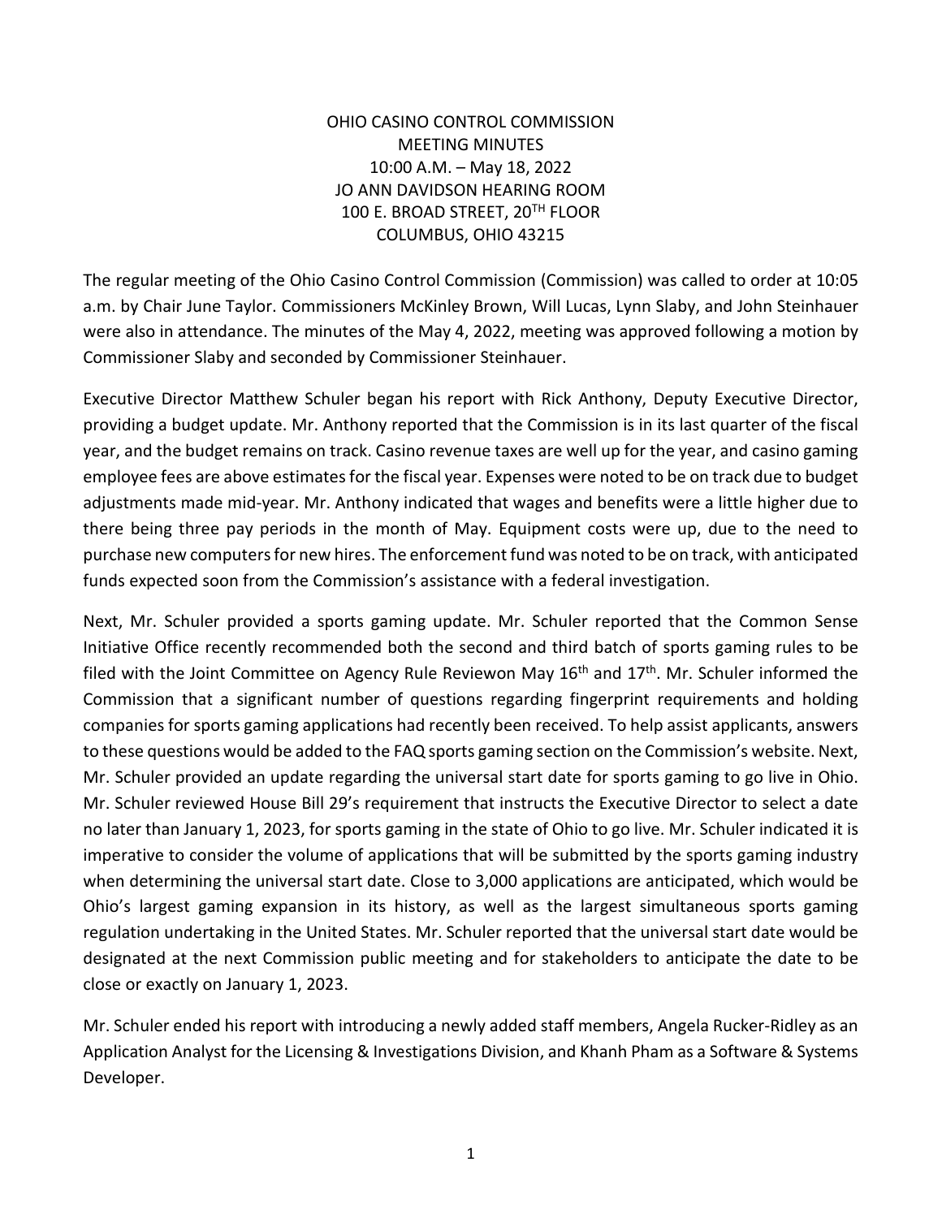OHIO CASINO CONTROL COMMISSION
MEETING MINUTES
10:00 A.M. – May 18, 2022
JO ANN DAVIDSON HEARING ROOM
100 E. BROAD STREET, 20TH FLOOR
COLUMBUS, OHIO 43215

The regular meeting of the Ohio Casino Control Commission (Commission) was called to order at 10:05 a.m. by Chair June Taylor. Commissioners McKinley Brown, Will Lucas, Lynn Slaby, and John Steinhauer were also in attendance. The minutes of the May 4, 2022, meeting was approved following a motion by Commissioner Slaby and seconded by Commissioner Steinhauer.

Executive Director Matthew Schuler began his report with Rick Anthony, Deputy Executive Director, providing a budget update. Mr. Anthony reported that the Commission is in its last quarter of the fiscal year, and the budget remains on track. Casino revenue taxes are well up for the year, and casino gaming employee fees are above estimates for the fiscal year. Expenses were noted to be on track due to budget adjustments made mid-year. Mr. Anthony indicated that wages and benefits were a little higher due to there being three pay periods in the month of May. Equipment costs were up, due to the need to purchase new computers for new hires. The enforcement fund was noted to be on track, with anticipated funds expected soon from the Commission's assistance with a federal investigation.

Next, Mr. Schuler provided a sports gaming update. Mr. Schuler reported that the Common Sense Initiative Office recently recommended both the second and third batch of sports gaming rules to be filed with the Joint Committee on Agency Rule Reviewon May 16th and 17th. Mr. Schuler informed the Commission that a significant number of questions regarding fingerprint requirements and holding companies for sports gaming applications had recently been received. To help assist applicants, answers to these questions would be added to the FAQ sports gaming section on the Commission's website. Next, Mr. Schuler provided an update regarding the universal start date for sports gaming to go live in Ohio. Mr. Schuler reviewed House Bill 29's requirement that instructs the Executive Director to select a date no later than January 1, 2023, for sports gaming in the state of Ohio to go live. Mr. Schuler indicated it is imperative to consider the volume of applications that will be submitted by the sports gaming industry when determining the universal start date. Close to 3,000 applications are anticipated, which would be Ohio's largest gaming expansion in its history, as well as the largest simultaneous sports gaming regulation undertaking in the United States. Mr. Schuler reported that the universal start date would be designated at the next Commission public meeting and for stakeholders to anticipate the date to be close or exactly on January 1, 2023.

Mr. Schuler ended his report with introducing a newly added staff members, Angela Rucker-Ridley as an Application Analyst for the Licensing & Investigations Division, and Khanh Pham as a Software & Systems Developer.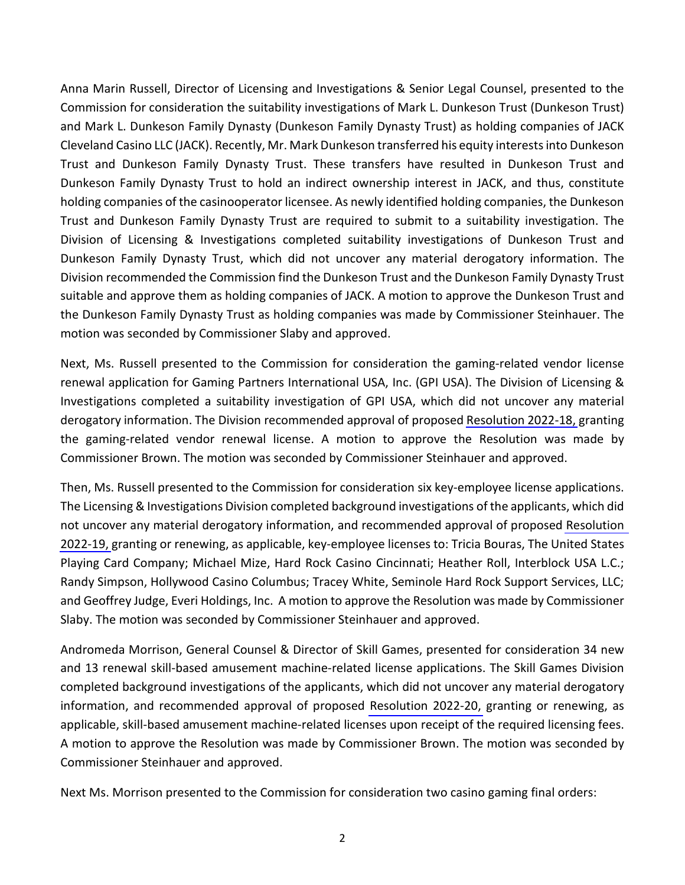Anna Marin Russell, Director of Licensing and Investigations & Senior Legal Counsel, presented to the Commission for consideration the suitability investigations of Mark L. Dunkeson Trust (Dunkeson Trust) and Mark L. Dunkeson Family Dynasty (Dunkeson Family Dynasty Trust) as holding companies of JACK Cleveland Casino LLC (JACK). Recently, Mr. Mark Dunkeson transferred his equity interests into Dunkeson Trust and Dunkeson Family Dynasty Trust. These transfers have resulted in Dunkeson Trust and Dunkeson Family Dynasty Trust to hold an indirect ownership interest in JACK, and thus, constitute holding companies of the casinooperator licensee. As newly identified holding companies, the Dunkeson Trust and Dunkeson Family Dynasty Trust are required to submit to a suitability investigation. The Division of Licensing & Investigations completed suitability investigations of Dunkeson Trust and Dunkeson Family Dynasty Trust, which did not uncover any material derogatory information. The Division recommended the Commission find the Dunkeson Trust and the Dunkeson Family Dynasty Trust suitable and approve them as holding companies of JACK. A motion to approve the Dunkeson Trust and the Dunkeson Family Dynasty Trust as holding companies was made by Commissioner Steinhauer. The motion was seconded by Commissioner Slaby and approved.

Next, Ms. Russell presented to the Commission for consideration the gaming-related vendor license renewal application for Gaming Partners International USA, Inc. (GPI USA). The Division of Licensing & Investigations completed a suitability investigation of GPI USA, which did not uncover any material derogatory information. The Division recommended approval of proposed Resolution 2022-18, granting the gaming-related vendor renewal license. A motion to approve the Resolution was made by Commissioner Brown. The motion was seconded by Commissioner Steinhauer and approved.

Then, Ms. Russell presented to the Commission for consideration six key-employee license applications. The Licensing & Investigations Division completed background investigations of the applicants, which did not uncover any material derogatory information, and recommended approval of proposed Resolution 2022-19, granting or renewing, as applicable, key-employee licenses to: Tricia Bouras, The United States Playing Card Company; Michael Mize, Hard Rock Casino Cincinnati; Heather Roll, Interblock USA L.C.; Randy Simpson, Hollywood Casino Columbus; Tracey White, Seminole Hard Rock Support Services, LLC; and Geoffrey Judge, Everi Holdings, Inc. A motion to approve the Resolution was made by Commissioner Slaby. The motion was seconded by Commissioner Steinhauer and approved.

Andromeda Morrison, General Counsel & Director of Skill Games, presented for consideration 34 new and 13 renewal skill-based amusement machine-related license applications. The Skill Games Division completed background investigations of the applicants, which did not uncover any material derogatory information, and recommended approval of proposed Resolution 2022-20, granting or renewing, as applicable, skill-based amusement machine-related licenses upon receipt of the required licensing fees. A motion to approve the Resolution was made by Commissioner Brown. The motion was seconded by Commissioner Steinhauer and approved.

Next Ms. Morrison presented to the Commission for consideration two casino gaming final orders: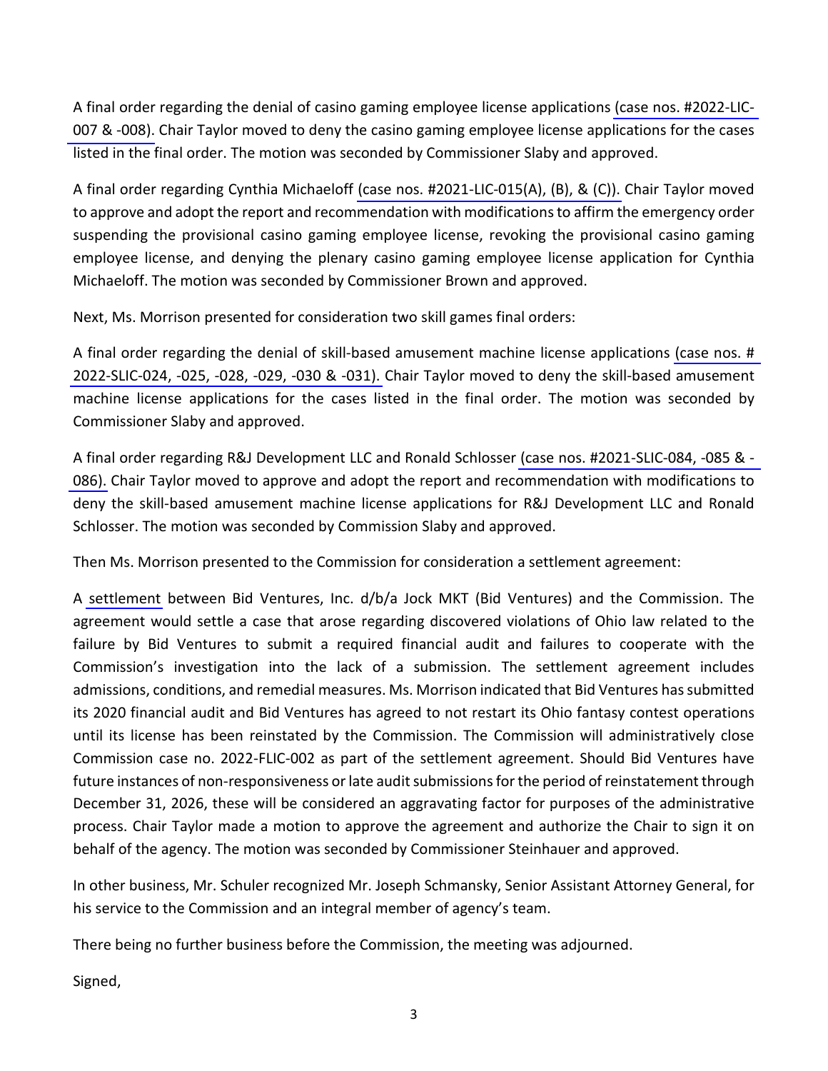A final order regarding the denial of casino gaming employee license applications (case nos. #2022-LIC-007 & -008). Chair Taylor moved to deny the casino gaming employee license applications for the cases listed in the final order. The motion was seconded by Commissioner Slaby and approved.

A final order regarding Cynthia Michaeloff (case nos. #2021-LIC-015(A), (B), & (C)). Chair Taylor moved to approve and adopt the report and recommendation with modifications to affirm the emergency order suspending the provisional casino gaming employee license, revoking the provisional casino gaming employee license, and denying the plenary casino gaming employee license application for Cynthia Michaeloff. The motion was seconded by Commissioner Brown and approved.

Next, Ms. Morrison presented for consideration two skill games final orders:

A final order regarding the denial of skill-based amusement machine license applications (case nos. # 2022-SLIC-024, -025, -028, -029, -030 & -031). Chair Taylor moved to deny the skill-based amusement machine license applications for the cases listed in the final order. The motion was seconded by Commissioner Slaby and approved.

A final order regarding R&J Development LLC and Ronald Schlosser (case nos. #2021-SLIC-084, -085 & -086). Chair Taylor moved to approve and adopt the report and recommendation with modifications to deny the skill-based amusement machine license applications for R&J Development LLC and Ronald Schlosser. The motion was seconded by Commission Slaby and approved.

Then Ms. Morrison presented to the Commission for consideration a settlement agreement:

A settlement between Bid Ventures, Inc. d/b/a Jock MKT (Bid Ventures) and the Commission. The agreement would settle a case that arose regarding discovered violations of Ohio law related to the failure by Bid Ventures to submit a required financial audit and failures to cooperate with the Commission's investigation into the lack of a submission. The settlement agreement includes admissions, conditions, and remedial measures. Ms. Morrison indicated that Bid Ventures has submitted its 2020 financial audit and Bid Ventures has agreed to not restart its Ohio fantasy contest operations until its license has been reinstated by the Commission. The Commission will administratively close Commission case no. 2022-FLIC-002 as part of the settlement agreement. Should Bid Ventures have future instances of non-responsiveness or late audit submissions for the period of reinstatement through December 31, 2026, these will be considered an aggravating factor for purposes of the administrative process. Chair Taylor made a motion to approve the agreement and authorize the Chair to sign it on behalf of the agency. The motion was seconded by Commissioner Steinhauer and approved.

In other business, Mr. Schuler recognized Mr. Joseph Schmansky, Senior Assistant Attorney General, for his service to the Commission and an integral member of agency's team.

There being no further business before the Commission, the meeting was adjourned.

Signed,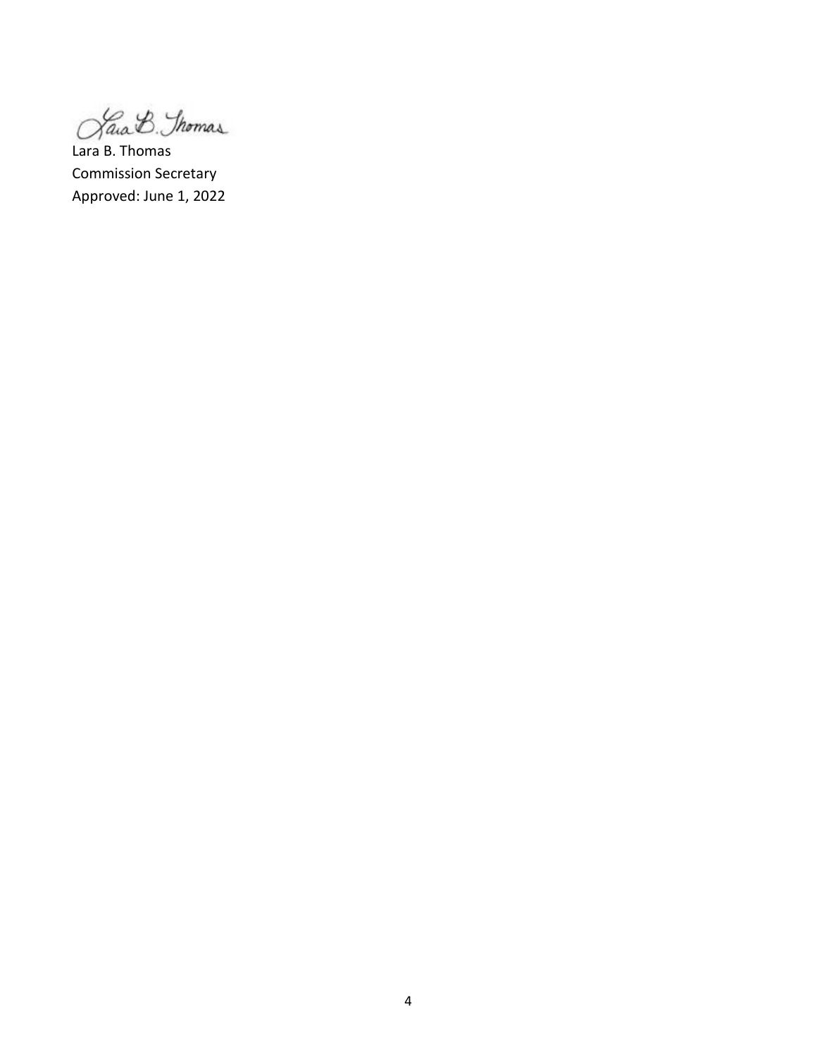Lara B. Thomas

Commission Secretary

Approved: June 1, 2022